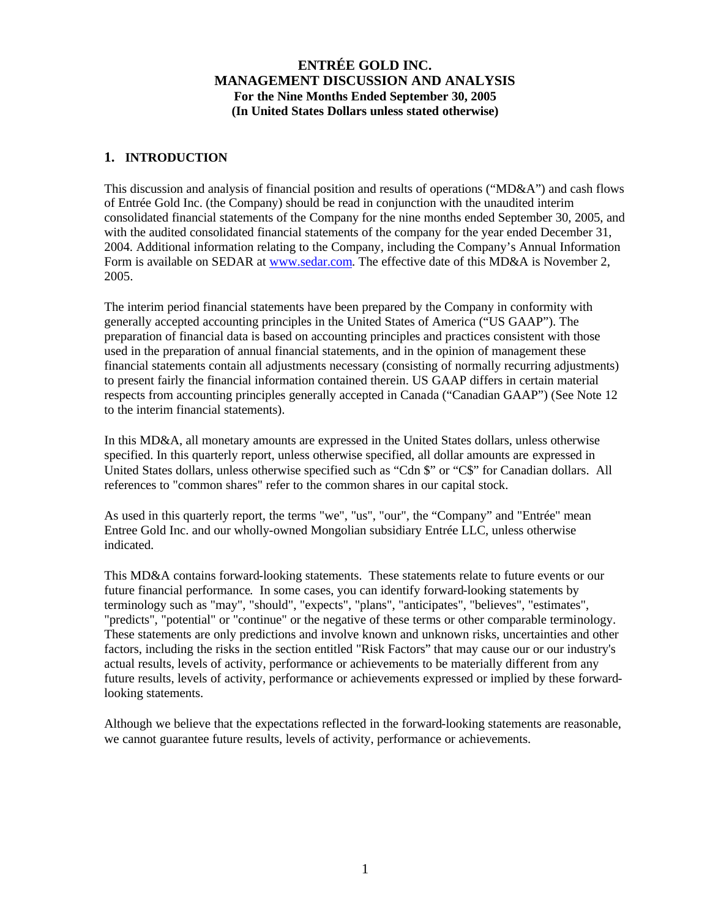# ENTRÉE GOLD INC.
# MANAGEMENT DISCUSSION AND ANALYSIS
### For the Nine Months Ended September 30, 2005
### (In United States Dollars unless stated otherwise)

## 1. INTRODUCTION

This discussion and analysis of financial position and results of operations ("MD&A") and cash flows of Entrée Gold Inc. (the Company) should be read in conjunction with the unaudited interim consolidated financial statements of the Company for the nine months ended September 30, 2005, and with the audited consolidated financial statements of the company for the year ended December 31, 2004. Additional information relating to the Company, including the Company's Annual Information Form is available on SEDAR at www.sedar.com. The effective date of this MD&A is November 2, 2005.

The interim period financial statements have been prepared by the Company in conformity with generally accepted accounting principles in the United States of America ("US GAAP"). The preparation of financial data is based on accounting principles and practices consistent with those used in the preparation of annual financial statements, and in the opinion of management these financial statements contain all adjustments necessary (consisting of normally recurring adjustments) to present fairly the financial information contained therein. US GAAP differs in certain material respects from accounting principles generally accepted in Canada ("Canadian GAAP") (See Note 12 to the interim financial statements).

In this MD&A, all monetary amounts are expressed in the United States dollars, unless otherwise specified. In this quarterly report, unless otherwise specified, all dollar amounts are expressed in United States dollars, unless otherwise specified such as "Cdn $" or "C$" for Canadian dollars. All references to "common shares" refer to the common shares in our capital stock.

As used in this quarterly report, the terms "we", "us", "our", the "Company" and "Entrée" mean Entree Gold Inc. and our wholly-owned Mongolian subsidiary Entrée LLC, unless otherwise indicated.

This MD&A contains forward-looking statements. These statements relate to future events or our future financial performance. In some cases, you can identify forward-looking statements by terminology such as "may", "should", "expects", "plans", "anticipates", "believes", "estimates", "predicts", "potential" or "continue" or the negative of these terms or other comparable terminology. These statements are only predictions and involve known and unknown risks, uncertainties and other factors, including the risks in the section entitled "Risk Factors" that may cause our or our industry's actual results, levels of activity, performance or achievements to be materially different from any future results, levels of activity, performance or achievements expressed or implied by these forward-looking statements.

Although we believe that the expectations reflected in the forward-looking statements are reasonable, we cannot guarantee future results, levels of activity, performance or achievements.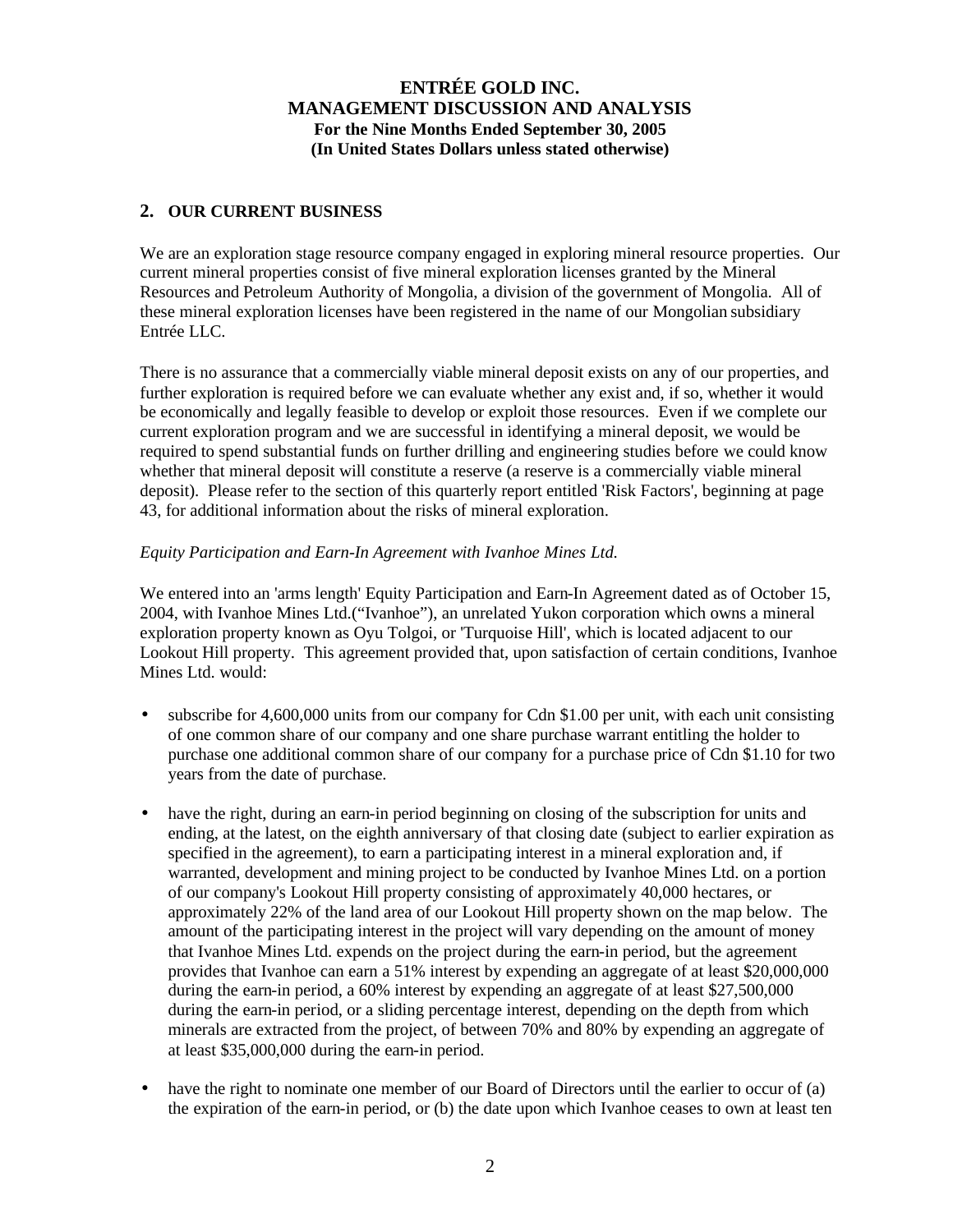# ENTRÉE GOLD INC.
# MANAGEMENT DISCUSSION AND ANALYSIS

**For the Nine Months Ended September 30, 2005**
**(In United States Dollars unless stated otherwise)**

## 2. OUR CURRENT BUSINESS

We are an exploration stage resource company engaged in exploring mineral resource properties. Our current mineral properties consist of five mineral exploration licenses granted by the Mineral Resources and Petroleum Authority of Mongolia, a division of the government of Mongolia. All of these mineral exploration licenses have been registered in the name of our Mongolian subsidiary Entrée LLC.

There is no assurance that a commercially viable mineral deposit exists on any of our properties, and further exploration is required before we can evaluate whether any exist and, if so, whether it would be economically and legally feasible to develop or exploit those resources. Even if we complete our current exploration program and we are successful in identifying a mineral deposit, we would be required to spend substantial funds on further drilling and engineering studies before we could know whether that mineral deposit will constitute a reserve (a reserve is a commercially viable mineral deposit). Please refer to the section of this quarterly report entitled 'Risk Factors', beginning at page 43, for additional information about the risks of mineral exploration.

*Equity Participation and Earn-In Agreement with Ivanhoe Mines Ltd.*

We entered into an 'arms length' Equity Participation and Earn-In Agreement dated as of October 15, 2004, with Ivanhoe Mines Ltd.("Ivanhoe"), an unrelated Yukon corporation which owns a mineral exploration property known as Oyu Tolgoi, or 'Turquoise Hill', which is located adjacent to our Lookout Hill property. This agreement provided that, upon satisfaction of certain conditions, Ivanhoe Mines Ltd. would:

- subscribe for 4,600,000 units from our company for Cdn $1.00 per unit, with each unit consisting of one common share of our company and one share purchase warrant entitling the holder to purchase one additional common share of our company for a purchase price of Cdn $1.10 for two years from the date of purchase.

- have the right, during an earn-in period beginning on closing of the subscription for units and ending, at the latest, on the eighth anniversary of that closing date (subject to earlier expiration as specified in the agreement), to earn a participating interest in a mineral exploration and, if warranted, development and mining project to be conducted by Ivanhoe Mines Ltd. on a portion of our company's Lookout Hill property consisting of approximately 40,000 hectares, or approximately 22% of the land area of our Lookout Hill property shown on the map below. The amount of the participating interest in the project will vary depending on the amount of money that Ivanhoe Mines Ltd. expends on the project during the earn-in period, but the agreement provides that Ivanhoe can earn a 51% interest by expending an aggregate of at least $20,000,000 during the earn-in period, a 60% interest by expending an aggregate of at least $27,500,000 during the earn-in period, or a sliding percentage interest, depending on the depth from which minerals are extracted from the project, of between 70% and 80% by expending an aggregate of at least $35,000,000 during the earn-in period.

- have the right to nominate one member of our Board of Directors until the earlier to occur of (a) the expiration of the earn-in period, or (b) the date upon which Ivanhoe ceases to own at least ten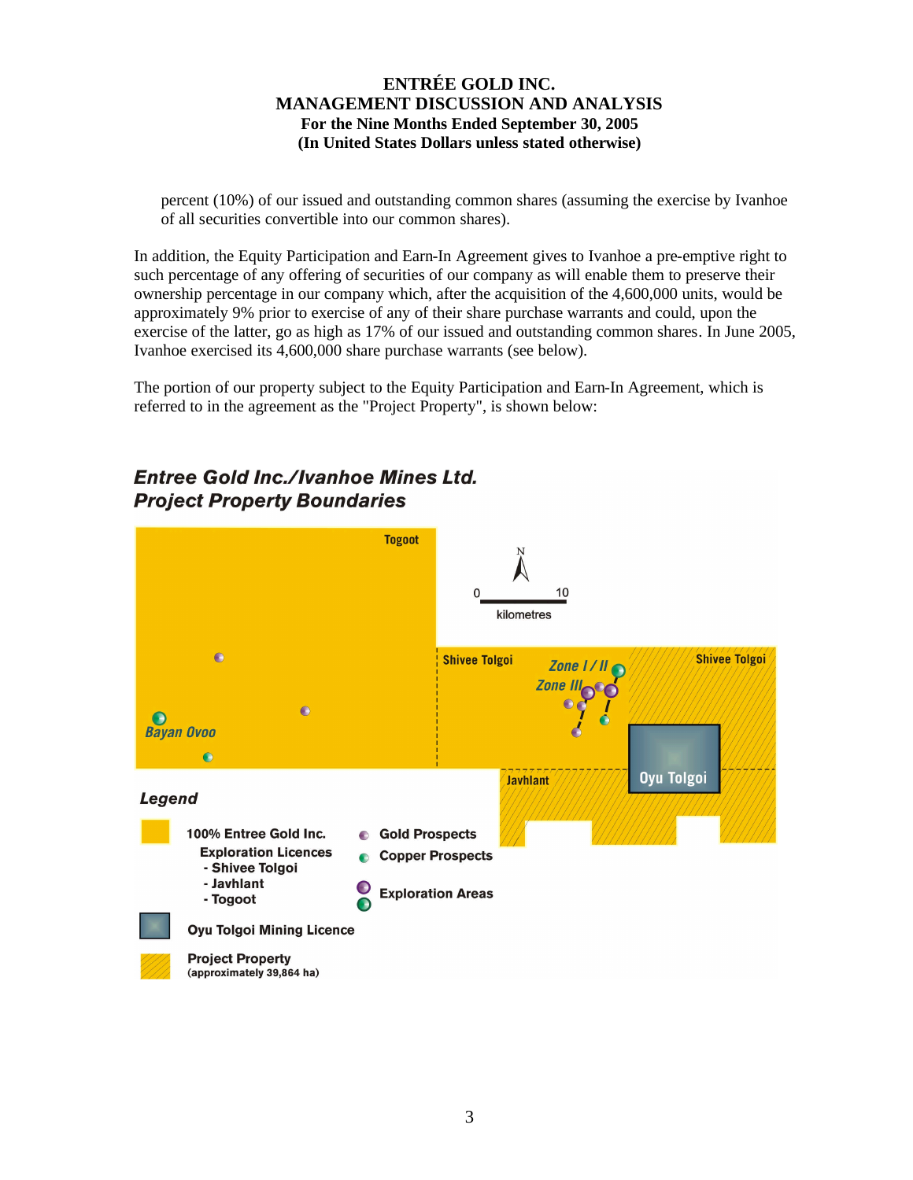percent (10%) of our issued and outstanding common shares (assuming the exercise by Ivanhoe of all securities convertible into our common shares).

In addition, the Equity Participation and Earn-In Agreement gives to Ivanhoe a pre-emptive right to such percentage of any offering of securities of our company as will enable them to preserve their ownership percentage in our company which, after the acquisition of the 4,600,000 units, would be approximately 9% prior to exercise of any of their share purchase warrants and could, upon the exercise of the latter, go as high as 17% of our issued and outstanding common shares. In June 2005, Ivanhoe exercised its 4,600,000 share purchase warrants (see below).

The portion of our property subject to the Equity Participation and Earn-In Agreement, which is referred to in the agreement as the "Project Property", is shown below:

**Entree Gold Inc./Ivanhoe Mines Ltd.**
**Project Property Boundaries**

Togoot

N

0 10
kilometres

Shivee Tolgoi

Zone I / II

Zone III

Shivee Tolgoi

Bayan Ovoo

Javhlant

Oyu Tolgoi

**Legend**

100% Entree Gold Inc. Exploration Licences
- Shivee Tolgoi
- Javhlant
- Togoot

Gold Prospects

Copper Prospects

Exploration Areas

Oyu Tolgoi Mining Licence

Project Property (approximately 39,864 ha)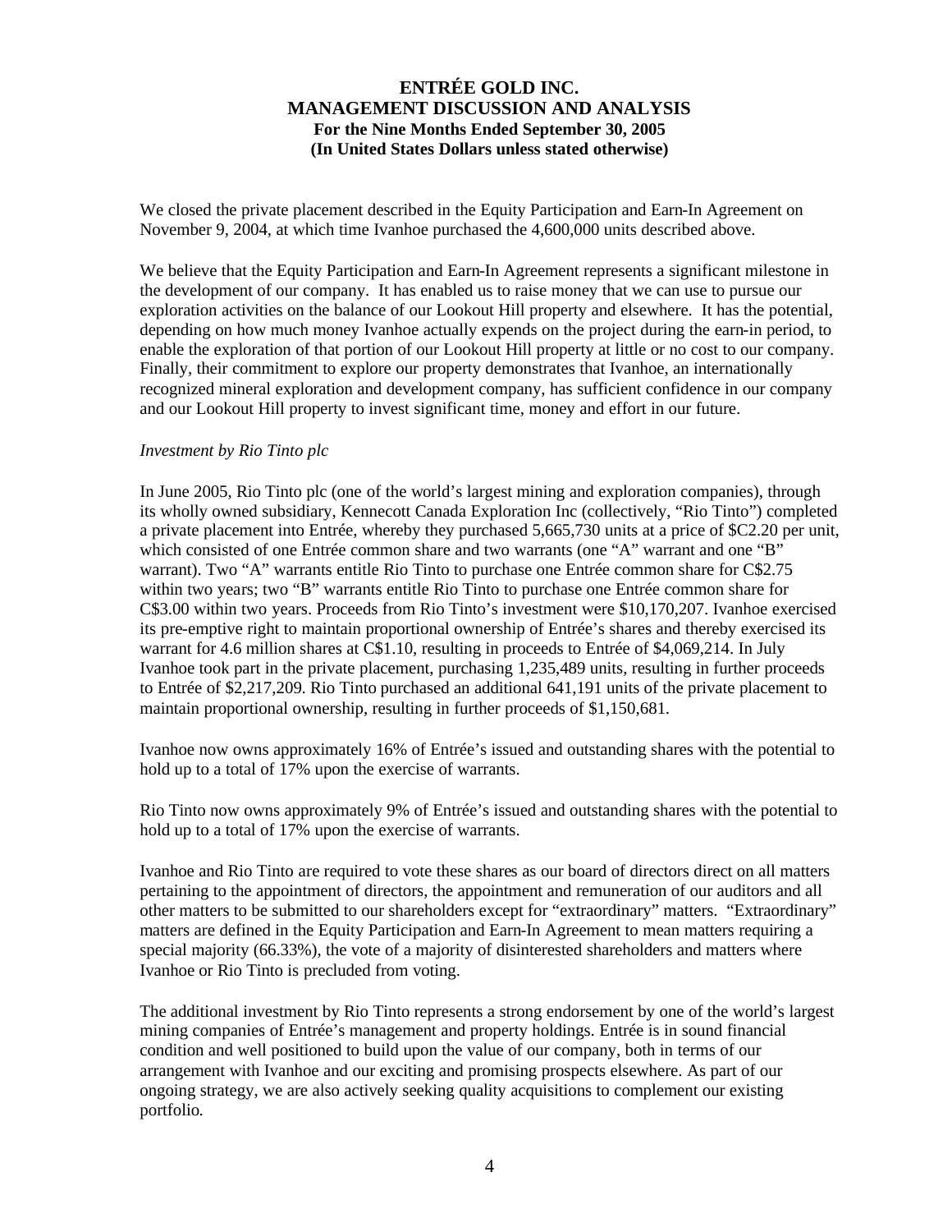We closed the private placement described in the Equity Participation and Earn-In Agreement on November 9, 2004, at which time Ivanhoe purchased the 4,600,000 units described above.

We believe that the Equity Participation and Earn-In Agreement represents a significant milestone in the development of our company. It has enabled us to raise money that we can use to pursue our exploration activities on the balance of our Lookout Hill property and elsewhere. It has the potential, depending on how much money Ivanhoe actually expends on the project during the earn-in period, to enable the exploration of that portion of our Lookout Hill property at little or no cost to our company. Finally, their commitment to explore our property demonstrates that Ivanhoe, an internationally recognized mineral exploration and development company, has sufficient confidence in our company and our Lookout Hill property to invest significant time, money and effort in our future.

*Investment by Rio Tinto plc*

In June 2005, Rio Tinto plc (one of the world's largest mining and exploration companies), through its wholly owned subsidiary, Kennecott Canada Exploration Inc (collectively, "Rio Tinto") completed a private placement into Entrée, whereby they purchased 5,665,730 units at a price of $C2.20 per unit, which consisted of one Entrée common share and two warrants (one "A" warrant and one "B" warrant). Two "A" warrants entitle Rio Tinto to purchase one Entrée common share for C$2.75 within two years; two "B" warrants entitle Rio Tinto to purchase one Entrée common share for C$3.00 within two years. Proceeds from Rio Tinto's investment were $10,170,207. Ivanhoe exercised its pre-emptive right to maintain proportional ownership of Entrée's shares and thereby exercised its warrant for 4.6 million shares at C$1.10, resulting in proceeds to Entrée of $4,069,214. In July Ivanhoe took part in the private placement, purchasing 1,235,489 units, resulting in further proceeds to Entrée of $2,217,209. Rio Tinto purchased an additional 641,191 units of the private placement to maintain proportional ownership, resulting in further proceeds of $1,150,681.

Ivanhoe now owns approximately 16% of Entrée's issued and outstanding shares with the potential to hold up to a total of 17% upon the exercise of warrants.

Rio Tinto now owns approximately 9% of Entrée's issued and outstanding shares with the potential to hold up to a total of 17% upon the exercise of warrants.

Ivanhoe and Rio Tinto are required to vote these shares as our board of directors direct on all matters pertaining to the appointment of directors, the appointment and remuneration of our auditors and all other matters to be submitted to our shareholders except for "extraordinary" matters. "Extraordinary" matters are defined in the Equity Participation and Earn-In Agreement to mean matters requiring a special majority (66.33%), the vote of a majority of disinterested shareholders and matters where Ivanhoe or Rio Tinto is precluded from voting.

The additional investment by Rio Tinto represents a strong endorsement by one of the world's largest mining companies of Entrée's management and property holdings. Entrée is in sound financial condition and well positioned to build upon the value of our company, both in terms of our arrangement with Ivanhoe and our exciting and promising prospects elsewhere. As part of our ongoing strategy, we are also actively seeking quality acquisitions to complement our existing portfolio.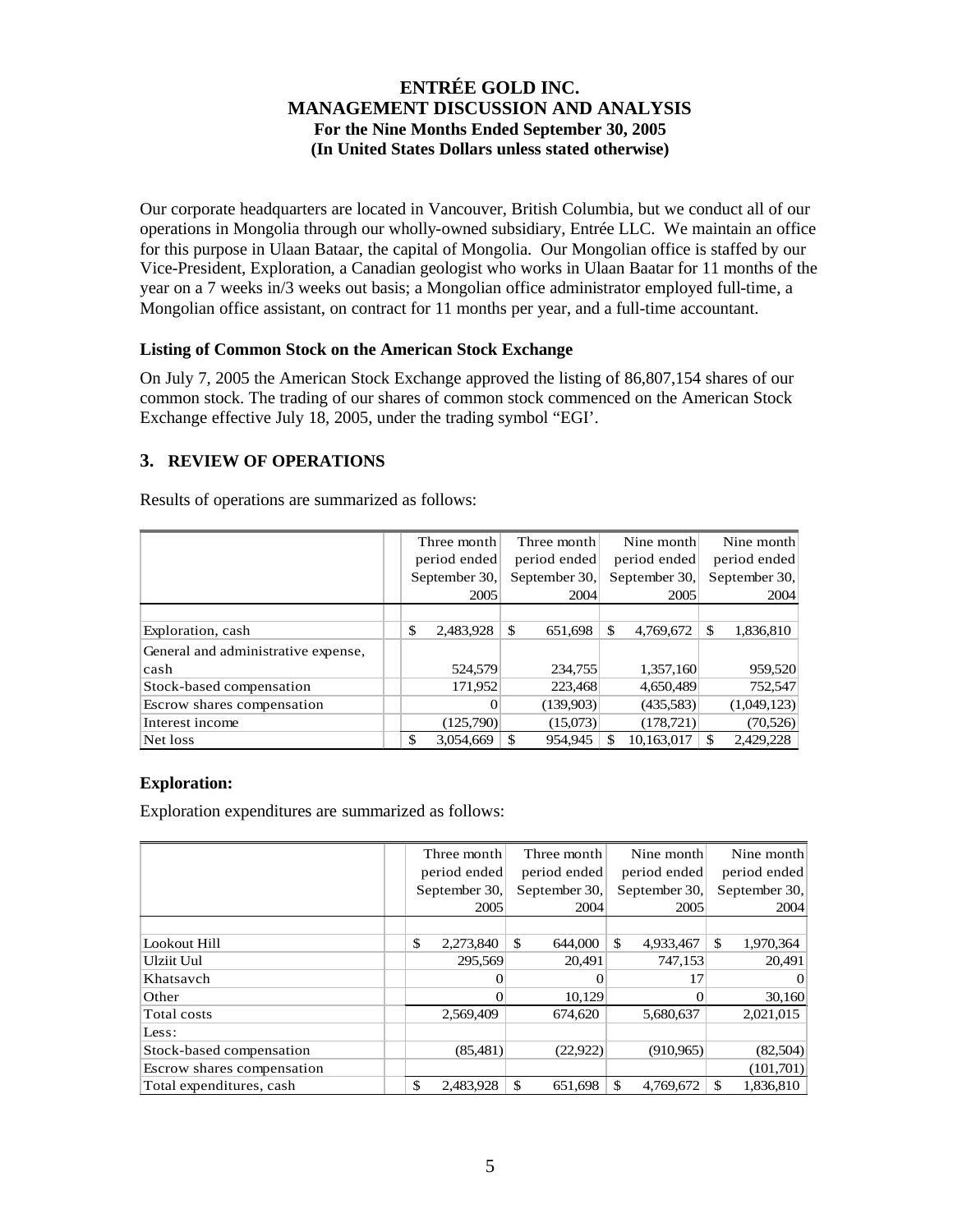# ENTRÉE GOLD INC.
# MANAGEMENT DISCUSSION AND ANALYSIS
### For the Nine Months Ended September 30, 2005
### (In United States Dollars unless stated otherwise)

Our corporate headquarters are located in Vancouver, British Columbia, but we conduct all of our operations in Mongolia through our wholly-owned subsidiary, Entrée LLC. We maintain an office for this purpose in Ulaan Bataar, the capital of Mongolia. Our Mongolian office is staffed by our Vice-President, Exploration, a Canadian geologist who works in Ulaan Baatar for 11 months of the year on a 7 weeks in/3 weeks out basis; a Mongolian office administrator employed full-time, a Mongolian office assistant, on contract for 11 months per year, and a full-time accountant.

### Listing of Common Stock on the American Stock Exchange

On July 7, 2005 the American Stock Exchange approved the listing of 86,807,154 shares of our common stock. The trading of our shares of common stock commenced on the American Stock Exchange effective July 18, 2005, under the trading symbol "EGI'.

## 3. REVIEW OF OPERATIONS

Results of operations are summarized as follows:

| | Three month period ended September 30, 2005 | Three month period ended September 30, 2004 | Nine month period ended September 30, 2005 | Nine month period ended September 30, 2004 |
|---|---|---|---|---|
| Exploration, cash | $ 2,483,928 | $ 651,698 | $ 4,769,672 | $ 1,836,810 |
| General and administrative expense, cash | 524,579 | 234,755 | 1,357,160 | 959,520 |
| Stock-based compensation | 171,952 | 223,468 | 4,650,489 | 752,547 |
| Escrow shares compensation | 0 | (139,903) | (435,583) | (1,049,123) |
| Interest income | (125,790) | (15,073) | (178,721) | (70,526) |
| Net loss | $ 3,054,669 | $ 954,945 | $ 10,163,017 | $ 2,429,228 |

### Exploration:

Exploration expenditures are summarized as follows:

| | Three month period ended September 30, 2005 | Three month period ended September 30, 2004 | Nine month period ended September 30, 2005 | Nine month period ended September 30, 2004 |
|---|---|---|---|---|
| Lookout Hill | $ 2,273,840 | $ 644,000 | $ 4,933,467 | $ 1,970,364 |
| Ulziit Uul | 295,569 | 20,491 | 747,153 | 20,491 |
| Khatsavch | 0 | 0 | 17 | 0 |
| Other | 0 | 10,129 | 0 | 30,160 |
| Total costs | 2,569,409 | 674,620 | 5,680,637 | 2,021,015 |
| Less: | | | | |
| Stock-based compensation | (85,481) | (22,922) | (910,965) | (82,504) |
| Escrow shares compensation | | | | (101,701) |
| Total expenditures, cash | $ 2,483,928 | $ 651,698 | $ 4,769,672 | $ 1,836,810 |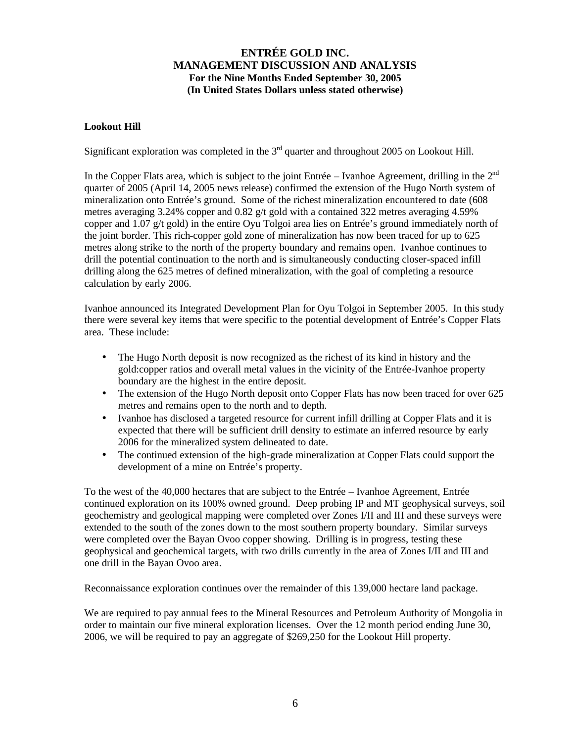# ENTRÉE GOLD INC.
# MANAGEMENT DISCUSSION AND ANALYSIS
### For the Nine Months Ended September 30, 2005
### (In United States Dollars unless stated otherwise)

**Lookout Hill**

Significant exploration was completed in the 3rd quarter and throughout 2005 on Lookout Hill.

In the Copper Flats area, which is subject to the joint Entrée – Ivanhoe Agreement, drilling in the 2nd quarter of 2005 (April 14, 2005 news release) confirmed the extension of the Hugo North system of mineralization onto Entrée's ground. Some of the richest mineralization encountered to date (608 metres averaging 3.24% copper and 0.82 g/t gold with a contained 322 metres averaging 4.59% copper and 1.07 g/t gold) in the entire Oyu Tolgoi area lies on Entrée's ground immediately north of the joint border. This rich-copper gold zone of mineralization has now been traced for up to 625 metres along strike to the north of the property boundary and remains open. Ivanhoe continues to drill the potential continuation to the north and is simultaneously conducting closer-spaced infill drilling along the 625 metres of defined mineralization, with the goal of completing a resource calculation by early 2006.

Ivanhoe announced its Integrated Development Plan for Oyu Tolgoi in September 2005. In this study there were several key items that were specific to the potential development of Entrée's Copper Flats area. These include:

- The Hugo North deposit is now recognized as the richest of its kind in history and the gold:copper ratios and overall metal values in the vicinity of the Entrée-Ivanhoe property boundary are the highest in the entire deposit.
- The extension of the Hugo North deposit onto Copper Flats has now been traced for over 625 metres and remains open to the north and to depth.
- Ivanhoe has disclosed a targeted resource for current infill drilling at Copper Flats and it is expected that there will be sufficient drill density to estimate an inferred resource by early 2006 for the mineralized system delineated to date.
- The continued extension of the high-grade mineralization at Copper Flats could support the development of a mine on Entrée's property.

To the west of the 40,000 hectares that are subject to the Entrée – Ivanhoe Agreement, Entrée continued exploration on its 100% owned ground. Deep probing IP and MT geophysical surveys, soil geochemistry and geological mapping were completed over Zones I/II and III and these surveys were extended to the south of the zones down to the most southern property boundary. Similar surveys were completed over the Bayan Ovoo copper showing. Drilling is in progress, testing these geophysical and geochemical targets, with two drills currently in the area of Zones I/II and III and one drill in the Bayan Ovoo area.

Reconnaissance exploration continues over the remainder of this 139,000 hectare land package.

We are required to pay annual fees to the Mineral Resources and Petroleum Authority of Mongolia in order to maintain our five mineral exploration licenses. Over the 12 month period ending June 30, 2006, we will be required to pay an aggregate of $269,250 for the Lookout Hill property.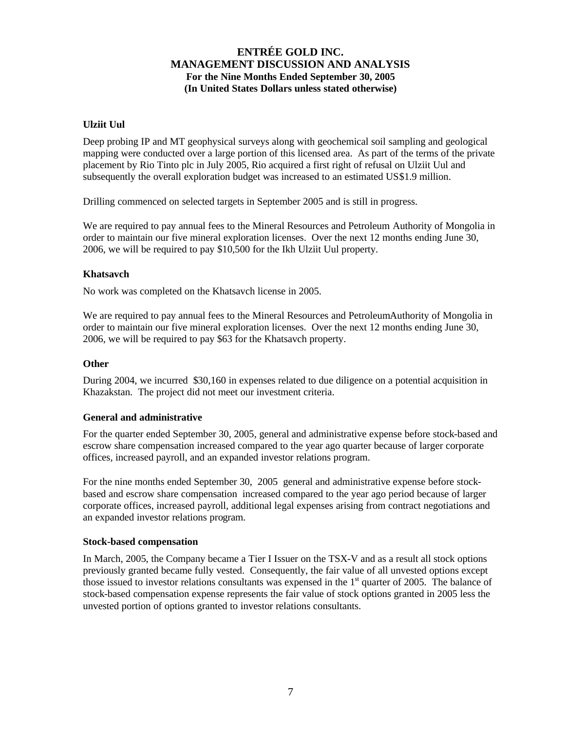### Ulziit Uul

Deep probing IP and MT geophysical surveys along with geochemical soil sampling and geological mapping were conducted over a large portion of this licensed area. As part of the terms of the private placement by Rio Tinto plc in July 2005, Rio acquired a first right of refusal on Ulziit Uul and subsequently the overall exploration budget was increased to an estimated US$1.9 million.

Drilling commenced on selected targets in September 2005 and is still in progress.

We are required to pay annual fees to the Mineral Resources and Petroleum Authority of Mongolia in order to maintain our five mineral exploration licenses. Over the next 12 months ending June 30, 2006, we will be required to pay $10,500 for the Ikh Ulziit Uul property.

### Khatsavch

No work was completed on the Khatsavch license in 2005.

We are required to pay annual fees to the Mineral Resources and PetroleumAuthority of Mongolia in order to maintain our five mineral exploration licenses. Over the next 12 months ending June 30, 2006, we will be required to pay $63 for the Khatsavch property.

### Other

During 2004, we incurred $30,160 in expenses related to due diligence on a potential acquisition in Khazakstan. The project did not meet our investment criteria.

### General and administrative

For the quarter ended September 30, 2005, general and administrative expense before stock-based and escrow share compensation increased compared to the year ago quarter because of larger corporate offices, increased payroll, and an expanded investor relations program.

For the nine months ended September 30, 2005 general and administrative expense before stock-based and escrow share compensation increased compared to the year ago period because of larger corporate offices, increased payroll, additional legal expenses arising from contract negotiations and an expanded investor relations program.

### Stock-based compensation

In March, 2005, the Company became a Tier I Issuer on the TSX-V and as a result all stock options previously granted became fully vested. Consequently, the fair value of all unvested options except those issued to investor relations consultants was expensed in the 1st quarter of 2005. The balance of stock-based compensation expense represents the fair value of stock options granted in 2005 less the unvested portion of options granted to investor relations consultants.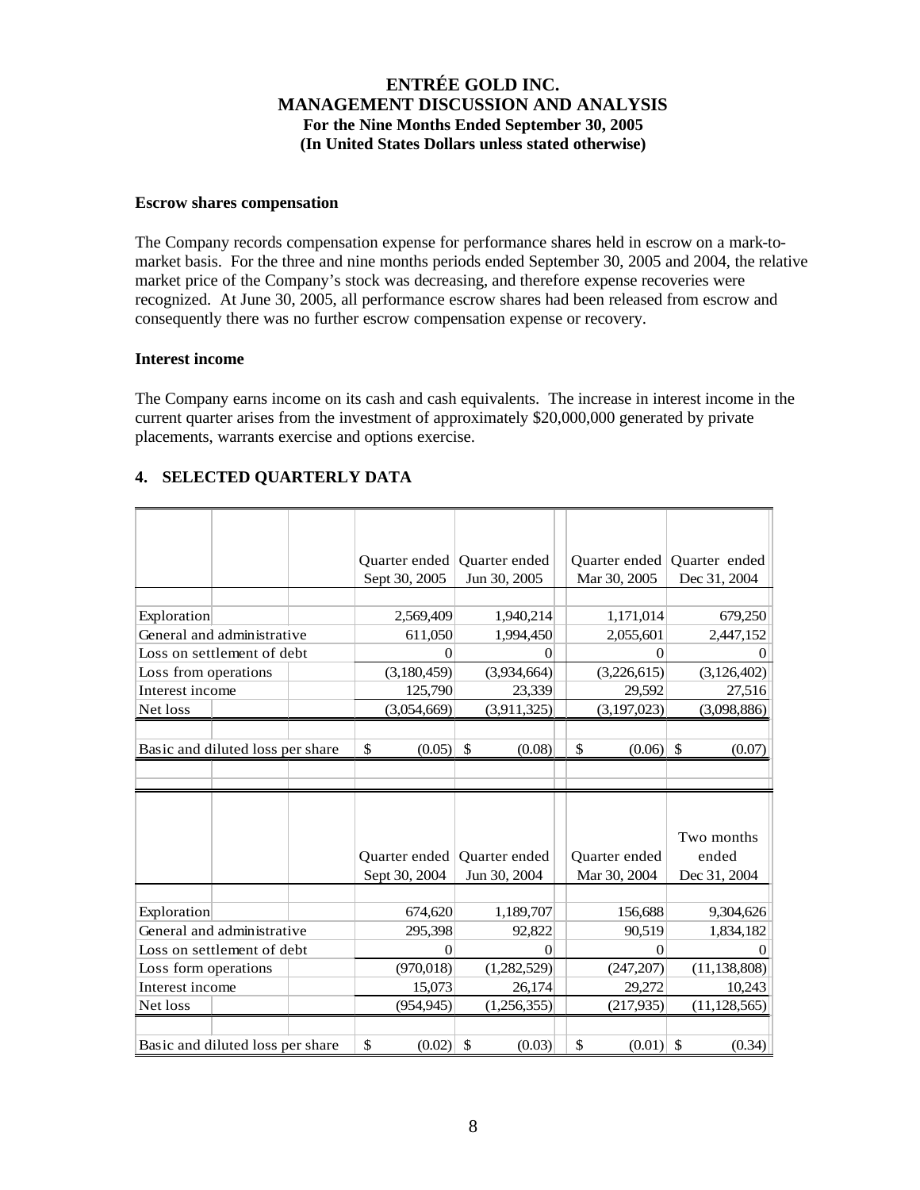## Escrow shares compensation

The Company records compensation expense for performance shares held in escrow on a mark-to-market basis. For the three and nine months periods ended September 30, 2005 and 2004, the relative market price of the Company's stock was decreasing, and therefore expense recoveries were recognized. At June 30, 2005, all performance escrow shares had been released from escrow and consequently there was no further escrow compensation expense or recovery.

## Interest income

The Company earns income on its cash and cash equivalents. The increase in interest income in the current quarter arises from the investment of approximately $20,000,000 generated by private placements, warrants exercise and options exercise.

## 4. SELECTED QUARTERLY DATA

| | Quarter ended Sept 30, 2005 | Quarter ended Jun 30, 2005 | Quarter ended Mar 30, 2005 | Quarter ended Dec 31, 2004 |
|---|---|---|---|---|
| Exploration | 2,569,409 | 1,940,214 | 1,171,014 | 679,250 |
| General and administrative | 611,050 | 1,994,450 | 2,055,601 | 2,447,152 |
| Loss on settlement of debt | 0 | 0 | 0 | 0 |
| Loss from operations | (3,180,459) | (3,934,664) | (3,226,615) | (3,126,402) |
| Interest income | 125,790 | 23,339 | 29,592 | 27,516 |
| Net loss | (3,054,669) | (3,911,325) | (3,197,023) | (3,098,886) |
| Basic and diluted loss per share | $ (0.05) | $ (0.08) | $ (0.06) | $ (0.07) |

| | Quarter ended Sept 30, 2004 | Quarter ended Jun 30, 2004 | Quarter ended Mar 30, 2004 | Two months ended Dec 31, 2004 |
|---|---|---|---|---|
| Exploration | 674,620 | 1,189,707 | 156,688 | 9,304,626 |
| General and administrative | 295,398 | 92,822 | 90,519 | 1,834,182 |
| Loss on settlement of debt | 0 | 0 | 0 | 0 |
| Loss form operations | (970,018) | (1,282,529) | (247,207) | (11,138,808) |
| Interest income | 15,073 | 26,174 | 29,272 | 10,243 |
| Net loss | (954,945) | (1,256,355) | (217,935) | (11,128,565) |
| Basic and diluted loss per share | $ (0.02) | $ (0.03) | $ (0.01) | $ (0.34) |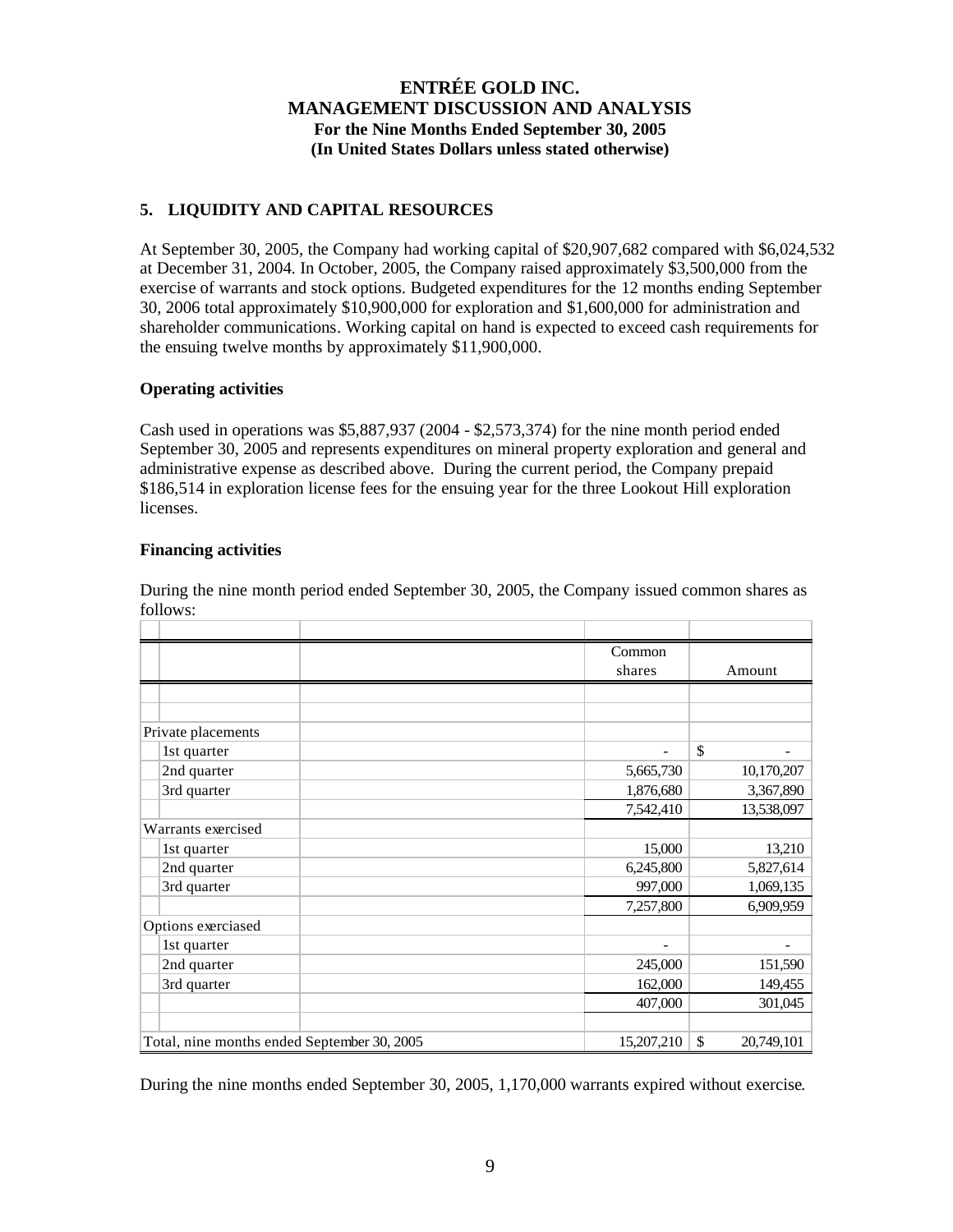## 5. LIQUIDITY AND CAPITAL RESOURCES

At September 30, 2005, the Company had working capital of $20,907,682 compared with $6,024,532 at December 31, 2004. In October, 2005, the Company raised approximately $3,500,000 from the exercise of warrants and stock options. Budgeted expenditures for the 12 months ending September 30, 2006 total approximately $10,900,000 for exploration and $1,600,000 for administration and shareholder communications. Working capital on hand is expected to exceed cash requirements for the ensuing twelve months by approximately $11,900,000.

### Operating activities

Cash used in operations was $5,887,937 (2004 - $2,573,374) for the nine month period ended September 30, 2005 and represents expenditures on mineral property exploration and general and administrative expense as described above. During the current period, the Company prepaid $186,514 in exploration license fees for the ensuing year for the three Lookout Hill exploration licenses.

### Financing activities

During the nine month period ended September 30, 2005, the Company issued common shares as follows:

| | Common shares | Amount |
|---|---|---|
| Private placements | | |
| 1st quarter | - | $ - |
| 2nd quarter | 5,665,730 | 10,170,207 |
| 3rd quarter | 1,876,680 | 3,367,890 |
| | 7,542,410 | 13,538,097 |
| Warrants exercised | | |
| 1st quarter | 15,000 | 13,210 |
| 2nd quarter | 6,245,800 | 5,827,614 |
| 3rd quarter | 997,000 | 1,069,135 |
| | 7,257,800 | 6,909,959 |
| Options exerciased | | |
| 1st quarter | - | - |
| 2nd quarter | 245,000 | 151,590 |
| 3rd quarter | 162,000 | 149,455 |
| | 407,000 | 301,045 |
| Total, nine months ended September 30, 2005 | 15,207,210 | $ 20,749,101 |

During the nine months ended September 30, 2005, 1,170,000 warrants expired without exercise.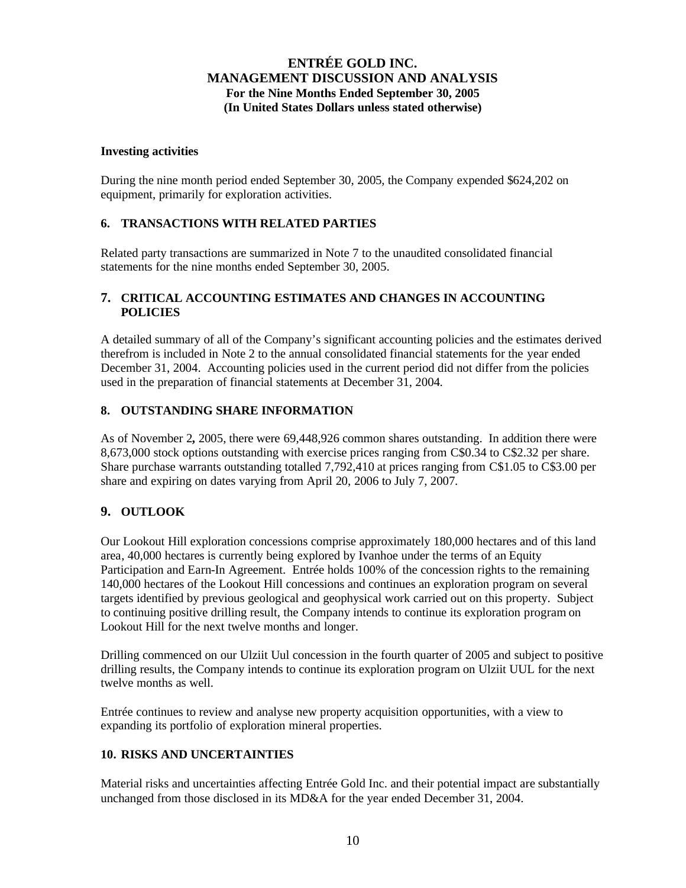### Investing activities

During the nine month period ended September 30, 2005, the Company expended $624,202 on equipment, primarily for exploration activities.

## 6. TRANSACTIONS WITH RELATED PARTIES

Related party transactions are summarized in Note 7 to the unaudited consolidated financial statements for the nine months ended September 30, 2005.

## 7. CRITICAL ACCOUNTING ESTIMATES AND CHANGES IN ACCOUNTING POLICIES

A detailed summary of all of the Company's significant accounting policies and the estimates derived therefrom is included in Note 2 to the annual consolidated financial statements for the year ended December 31, 2004. Accounting policies used in the current period did not differ from the policies used in the preparation of financial statements at December 31, 2004.

## 8. OUTSTANDING SHARE INFORMATION

As of November 2**,** 2005, there were 69,448,926 common shares outstanding. In addition there were 8,673,000 stock options outstanding with exercise prices ranging from C$0.34 to C$2.32 per share. Share purchase warrants outstanding totalled 7,792,410 at prices ranging from C$1.05 to C$3.00 per share and expiring on dates varying from April 20, 2006 to July 7, 2007.

## 9. OUTLOOK

Our Lookout Hill exploration concessions comprise approximately 180,000 hectares and of this land area, 40,000 hectares is currently being explored by Ivanhoe under the terms of an Equity Participation and Earn-In Agreement. Entrée holds 100% of the concession rights to the remaining 140,000 hectares of the Lookout Hill concessions and continues an exploration program on several targets identified by previous geological and geophysical work carried out on this property. Subject to continuing positive drilling result, the Company intends to continue its exploration program on Lookout Hill for the next twelve months and longer.

Drilling commenced on our Ulziit Uul concession in the fourth quarter of 2005 and subject to positive drilling results, the Company intends to continue its exploration program on Ulziit UUL for the next twelve months as well.

Entrée continues to review and analyse new property acquisition opportunities, with a view to expanding its portfolio of exploration mineral properties.

## 10. RISKS AND UNCERTAINTIES

Material risks and uncertainties affecting Entrée Gold Inc. and their potential impact are substantially unchanged from those disclosed in its MD&A for the year ended December 31, 2004.